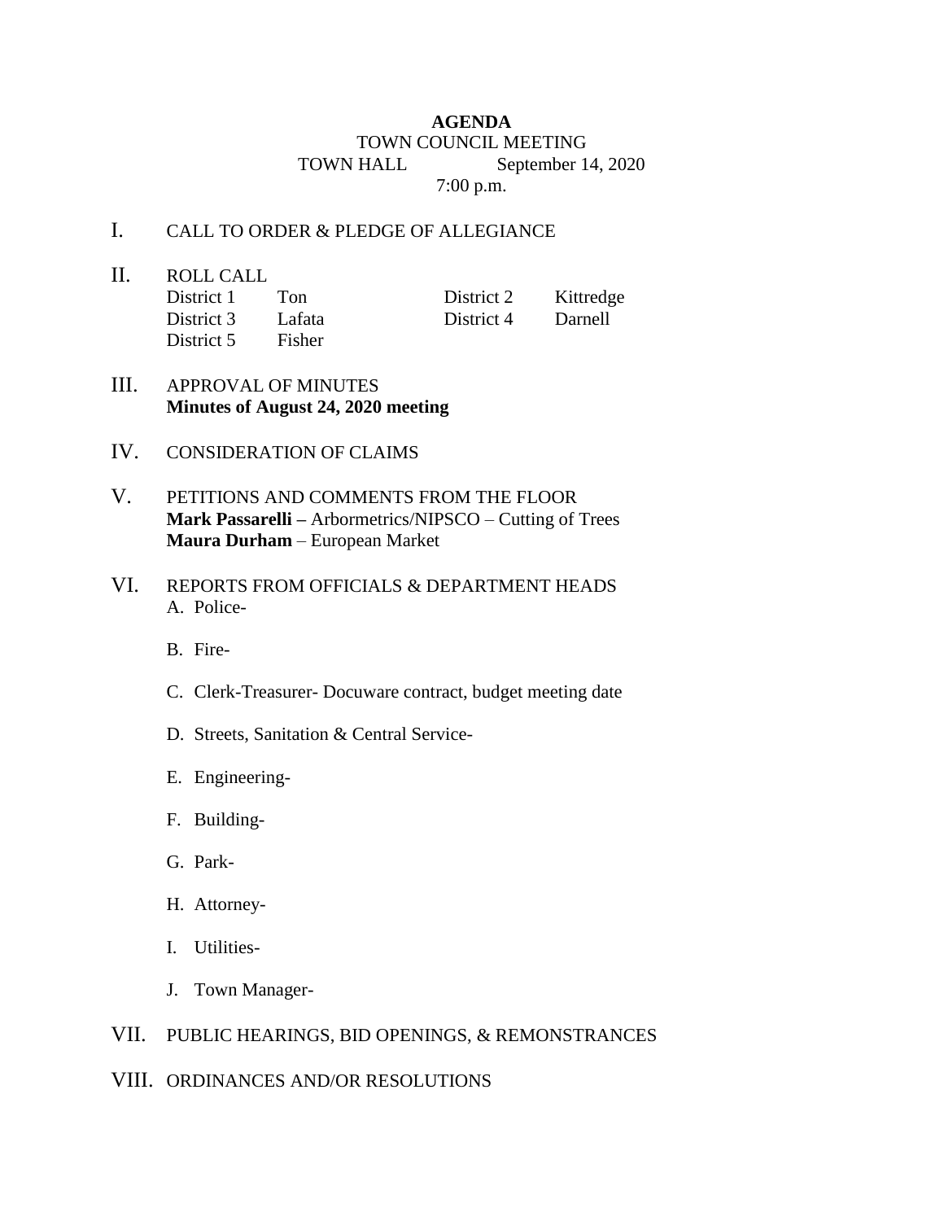**AGENDA**

TOWN COUNCIL MEETING

TOWN HALL September 14, 2020

7:00 p.m.

I. CALL TO ORDER & PLEDGE OF ALLEGIANCE

II. ROLL CALL

| | | | |
|---|---|---|---|
| District 1 | Ton | District 2 | Kittredge |
| District 3 | Lafata | District 4 | Darnell |
| District 5 | Fisher | | |

III. APPROVAL OF MINUTES
**Minutes of August 24, 2020 meeting**

IV. CONSIDERATION OF CLAIMS

V. PETITIONS AND COMMENTS FROM THE FLOOR
**Mark Passarelli –** Arbormetrics/NIPSCO – Cutting of Trees
**Maura Durham** – European Market

VI. REPORTS FROM OFFICIALS & DEPARTMENT HEADS

A. Police-

B. Fire-

C. Clerk-Treasurer- Docuware contract, budget meeting date

D. Streets, Sanitation & Central Service-

E. Engineering-

F. Building-

G. Park-

H. Attorney-

I. Utilities-

J. Town Manager-

VII. PUBLIC HEARINGS, BID OPENINGS, & REMONSTRANCES

VIII. ORDINANCES AND/OR RESOLUTIONS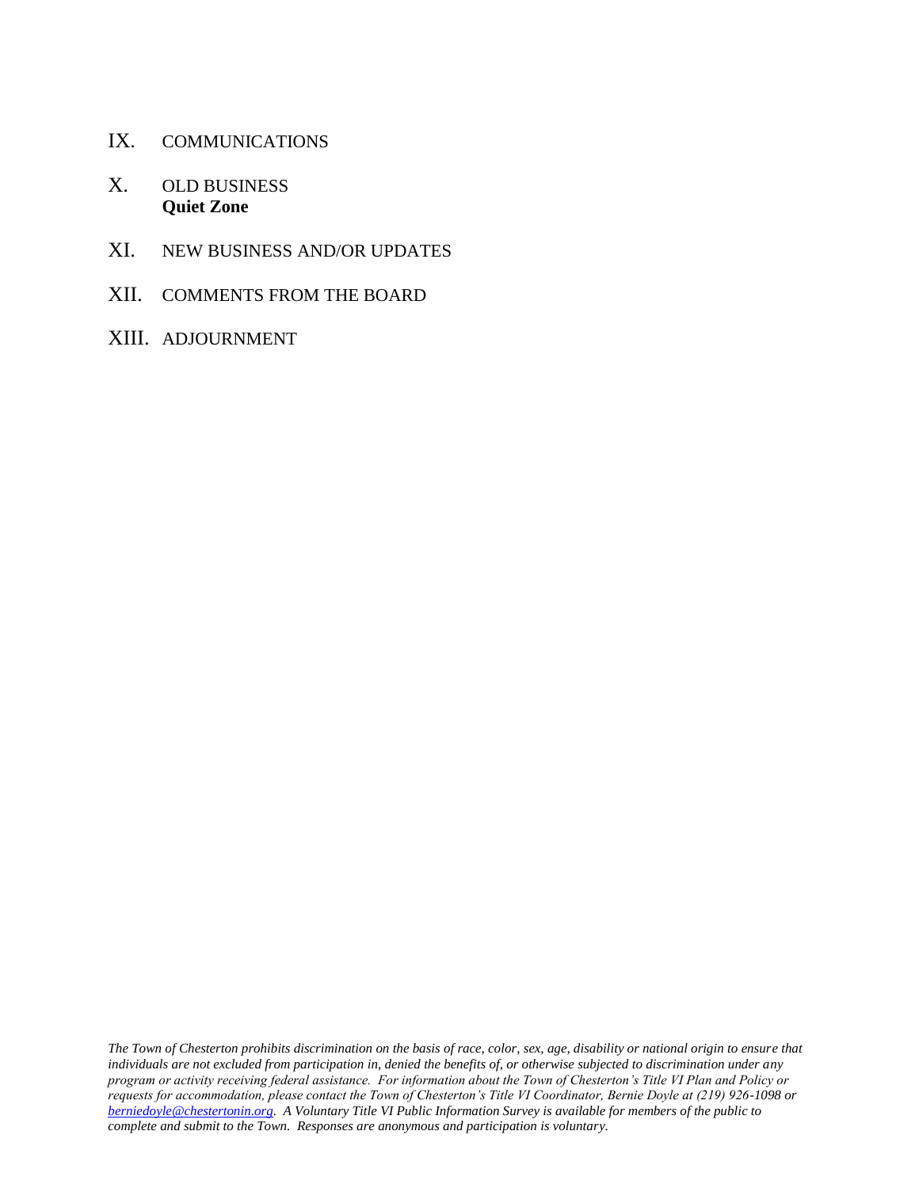IX. COMMUNICATIONS

X. OLD BUSINESS
**Quiet Zone**

XI. NEW BUSINESS AND/OR UPDATES

XII. COMMENTS FROM THE BOARD

XIII. ADJOURNMENT

*The Town of Chesterton prohibits discrimination on the basis of race, color, sex, age, disability or national origin to ensure that individuals are not excluded from participation in, denied the benefits of, or otherwise subjected to discrimination under any program or activity receiving federal assistance. For information about the Town of Chesterton's Title VI Plan and Policy or requests for accommodation, please contact the Town of Chesterton's Title VI Coordinator, Bernie Doyle at (219) 926-1098 or [berniedoyle@chestertonin.org](mailto:berniedoyle@chestertonin.org). A Voluntary Title VI Public Information Survey is available for members of the public to complete and submit to the Town. Responses are anonymous and participation is voluntary.*